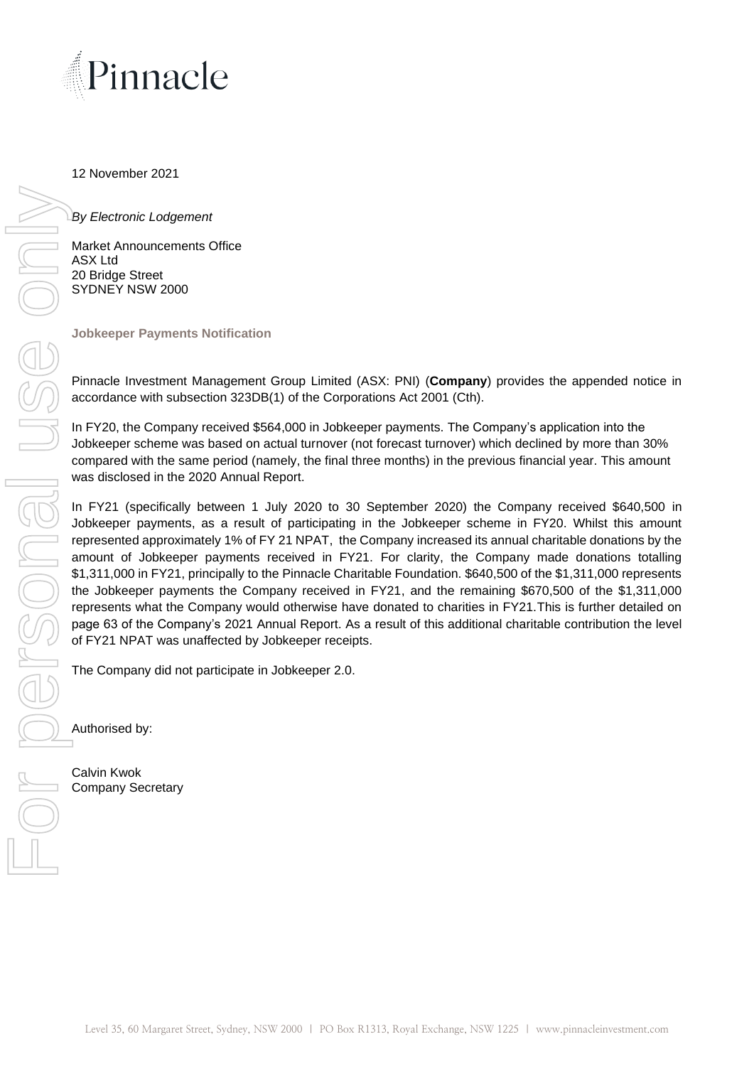12 November 2021

*By Electronic Lodgement*

Market Announcements Office
ASX Ltd
20 Bridge Street
SYDNEY NSW 2000

**Jobkeeper Payments Notification**

Pinnacle Investment Management Group Limited (ASX: PNI) (**Company**) provides the appended notice in accordance with subsection 323DB(1) of the Corporations Act 2001 (Cth).

In FY20, the Company received $564,000 in Jobkeeper payments. The Company's application into the Jobkeeper scheme was based on actual turnover (not forecast turnover) which declined by more than 30% compared with the same period (namely, the final three months) in the previous financial year. This amount was disclosed in the 2020 Annual Report.

In FY21 (specifically between 1 July 2020 to 30 September 2020) the Company received $640,500 in Jobkeeper payments, as a result of participating in the Jobkeeper scheme in FY20. Whilst this amount represented approximately 1% of FY 21 NPAT, the Company increased its annual charitable donations by the amount of Jobkeeper payments received in FY21. For clarity, the Company made donations totalling $1,311,000 in FY21, principally to the Pinnacle Charitable Foundation. $640,500 of the $1,311,000 represents the Jobkeeper payments the Company received in FY21, and the remaining $670,500 of the $1,311,000 represents what the Company would otherwise have donated to charities in FY21.This is further detailed on page 63 of the Company's 2021 Annual Report. As a result of this additional charitable contribution the level of FY21 NPAT was unaffected by Jobkeeper receipts.

The Company did not participate in Jobkeeper 2.0.

Authorised by:

Calvin Kwok
Company Secretary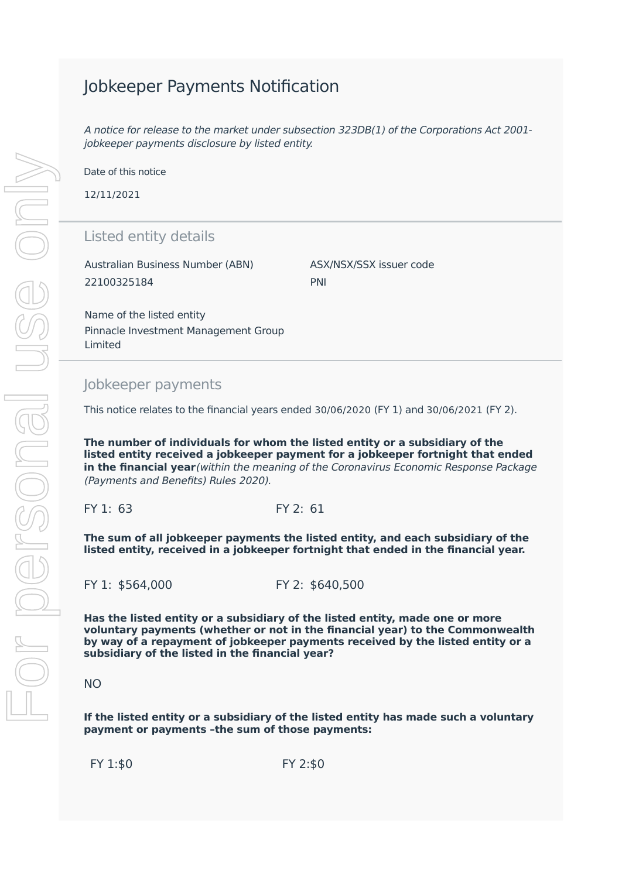# Jobkeeper Payments Notification

*A notice for release to the market under subsection 323DB(1) of the Corporations Act 2001- jobkeeper payments disclosure by listed entity.*

Date of this notice

12/11/2021

## Listed entity details

Australian Business Number (ABN)

22100325184

ASX/NSX/SSX issuer code

PNI

Name of the listed entity

Pinnacle Investment Management Group Limited

## Jobkeeper payments

This notice relates to the financial years ended 30/06/2020 (FY 1) and 30/06/2021 (FY 2).

**The number of individuals for whom the listed entity or a subsidiary of the listed entity received a jobkeeper payment for a jobkeeper fortnight that ended in the financial year***(within the meaning of the Coronavirus Economic Response Package (Payments and Benefits) Rules 2020).*

FY 1: 63

FY 2: 61

**The sum of all jobkeeper payments the listed entity, and each subsidiary of the listed entity, received in a jobkeeper fortnight that ended in the financial year.**

FY 1: $564,000

FY 2: $640,500

**Has the listed entity or a subsidiary of the listed entity, made one or more voluntary payments (whether or not in the financial year) to the Commonwealth by way of a repayment of jobkeeper payments received by the listed entity or a subsidiary of the listed in the financial year?**

NO

**If the listed entity or a subsidiary of the listed entity has made such a voluntary payment or payments –the sum of those payments:**

FY 1:$0

FY 2:$0